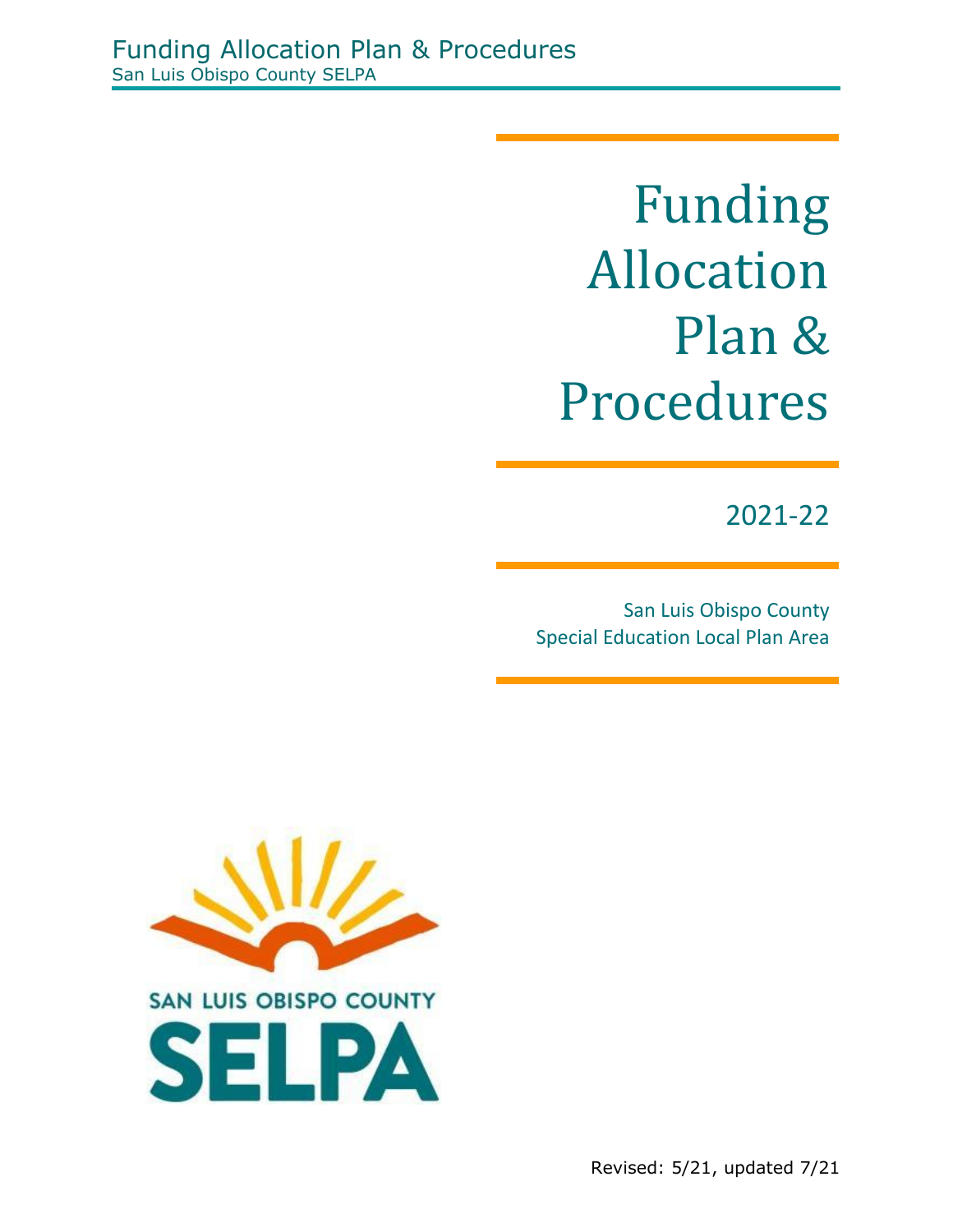# Funding Allocation Plan & Procedures

2021-22

San Luis Obispo County
Special Education Local Plan Area

SAN LUIS OBISPO COUNTY
SELPA

Revised: 5/21, updated 7/21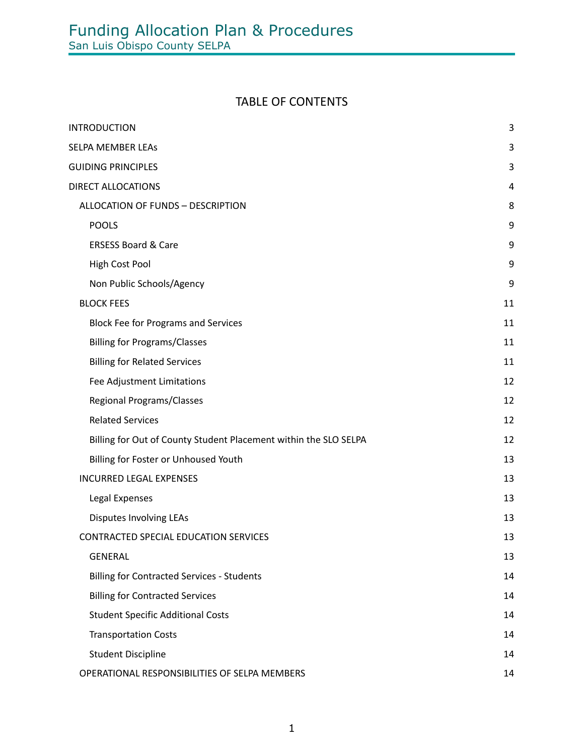# TABLE OF CONTENTS

| | |
|---|---|
| INTRODUCTION | 3 |
| SELPA MEMBER LEAs | 3 |
| GUIDING PRINCIPLES | 3 |
| DIRECT ALLOCATIONS | 4 |
| ALLOCATION OF FUNDS – DESCRIPTION | 8 |
| POOLS | 9 |
| ERSESS Board & Care | 9 |
| High Cost Pool | 9 |
| Non Public Schools/Agency | 9 |
| BLOCK FEES | 11 |
| Block Fee for Programs and Services | 11 |
| Billing for Programs/Classes | 11 |
| Billing for Related Services | 11 |
| Fee Adjustment Limitations | 12 |
| Regional Programs/Classes | 12 |
| Related Services | 12 |
| Billing for Out of County Student Placement within the SLO SELPA | 12 |
| Billing for Foster or Unhoused Youth | 13 |
| INCURRED LEGAL EXPENSES | 13 |
| Legal Expenses | 13 |
| Disputes Involving LEAs | 13 |
| CONTRACTED SPECIAL EDUCATION SERVICES | 13 |
| GENERAL | 13 |
| Billing for Contracted Services - Students | 14 |
| Billing for Contracted Services | 14 |
| Student Specific Additional Costs | 14 |
| Transportation Costs | 14 |
| Student Discipline | 14 |
| OPERATIONAL RESPONSIBILITIES OF SELPA MEMBERS | 14 |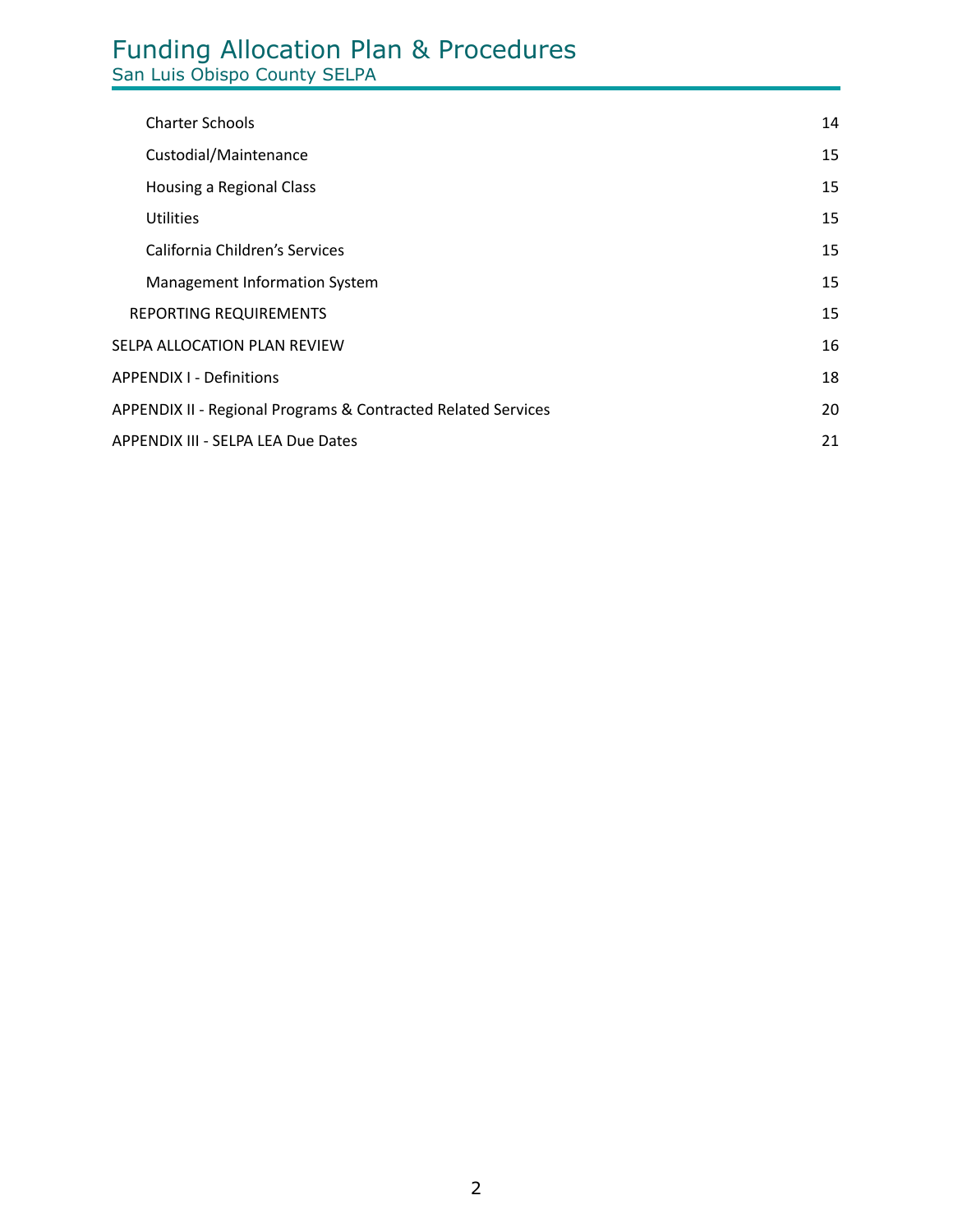| | |
|---|---|
| Charter Schools | 14 |
| Custodial/Maintenance | 15 |
| Housing a Regional Class | 15 |
| Utilities | 15 |
| California Children's Services | 15 |
| Management Information System | 15 |
| REPORTING REQUIREMENTS | 15 |
| SELPA ALLOCATION PLAN REVIEW | 16 |
| APPENDIX I - Definitions | 18 |
| APPENDIX II - Regional Programs & Contracted Related Services | 20 |
| APPENDIX III - SELPA LEA Due Dates | 21 |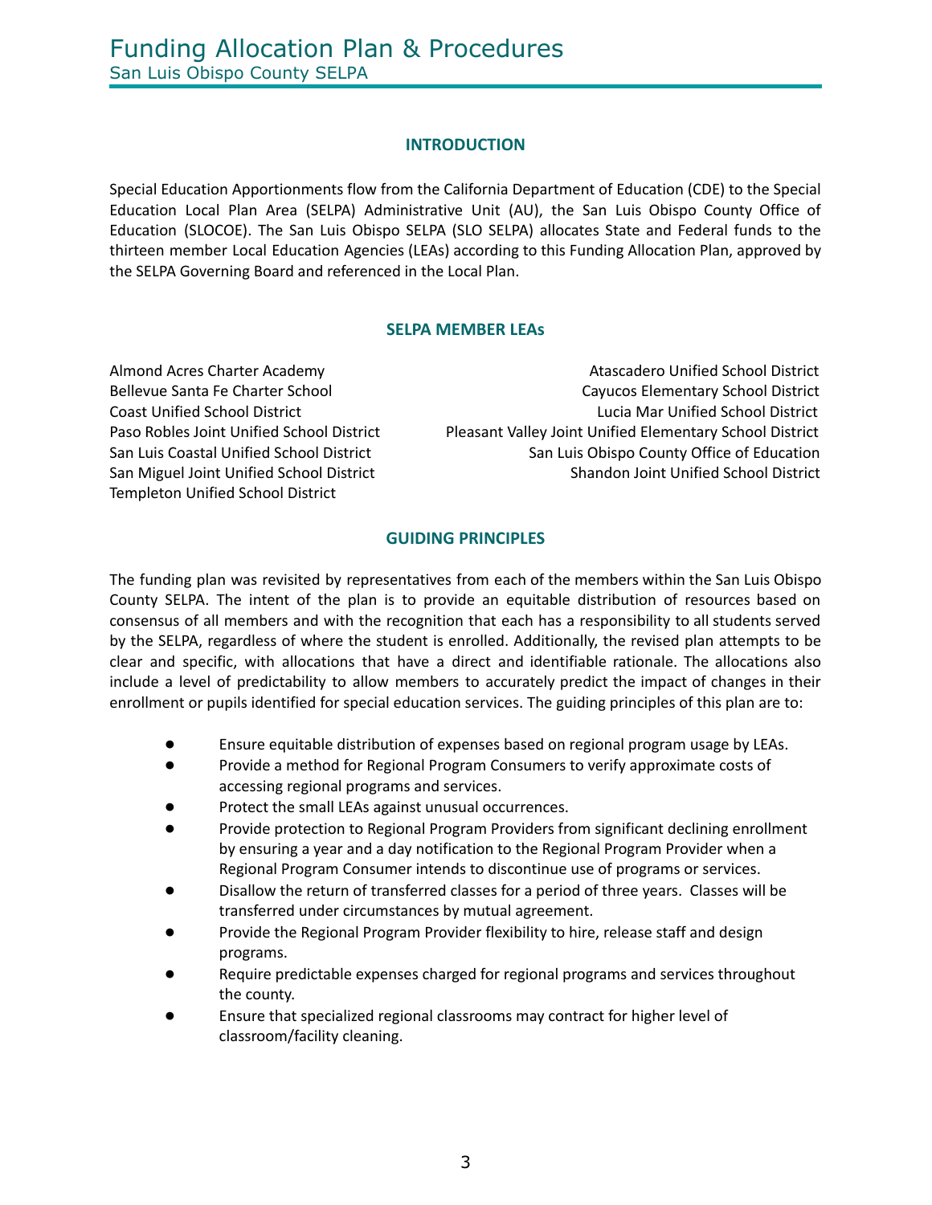## INTRODUCTION

Special Education Apportionments flow from the California Department of Education (CDE) to the Special Education Local Plan Area (SELPA) Administrative Unit (AU), the San Luis Obispo County Office of Education (SLOCOE). The San Luis Obispo SELPA (SLO SELPA) allocates State and Federal funds to the thirteen member Local Education Agencies (LEAs) according to this Funding Allocation Plan, approved by the SELPA Governing Board and referenced in the Local Plan.

## SELPA MEMBER LEAs

- Almond Acres Charter Academy
- Atascadero Unified School District
- Bellevue Santa Fe Charter School
- Cayucos Elementary School District
- Coast Unified School District
- Lucia Mar Unified School District
- Paso Robles Joint Unified School District
- Pleasant Valley Joint Unified Elementary School District
- San Luis Coastal Unified School District
- San Luis Obispo County Office of Education
- San Miguel Joint Unified School District
- Shandon Joint Unified School District
- Templeton Unified School District

## GUIDING PRINCIPLES

The funding plan was revisited by representatives from each of the members within the San Luis Obispo County SELPA. The intent of the plan is to provide an equitable distribution of resources based on consensus of all members and with the recognition that each has a responsibility to all students served by the SELPA, regardless of where the student is enrolled. Additionally, the revised plan attempts to be clear and specific, with allocations that have a direct and identifiable rationale. The allocations also include a level of predictability to allow members to accurately predict the impact of changes in their enrollment or pupils identified for special education services. The guiding principles of this plan are to:

- Ensure equitable distribution of expenses based on regional program usage by LEAs.
- Provide a method for Regional Program Consumers to verify approximate costs of accessing regional programs and services.
- Protect the small LEAs against unusual occurrences.
- Provide protection to Regional Program Providers from significant declining enrollment by ensuring a year and a day notification to the Regional Program Provider when a Regional Program Consumer intends to discontinue use of programs or services.
- Disallow the return of transferred classes for a period of three years. Classes will be transferred under circumstances by mutual agreement.
- Provide the Regional Program Provider flexibility to hire, release staff and design programs.
- Require predictable expenses charged for regional programs and services throughout the county.
- Ensure that specialized regional classrooms may contract for higher level of classroom/facility cleaning.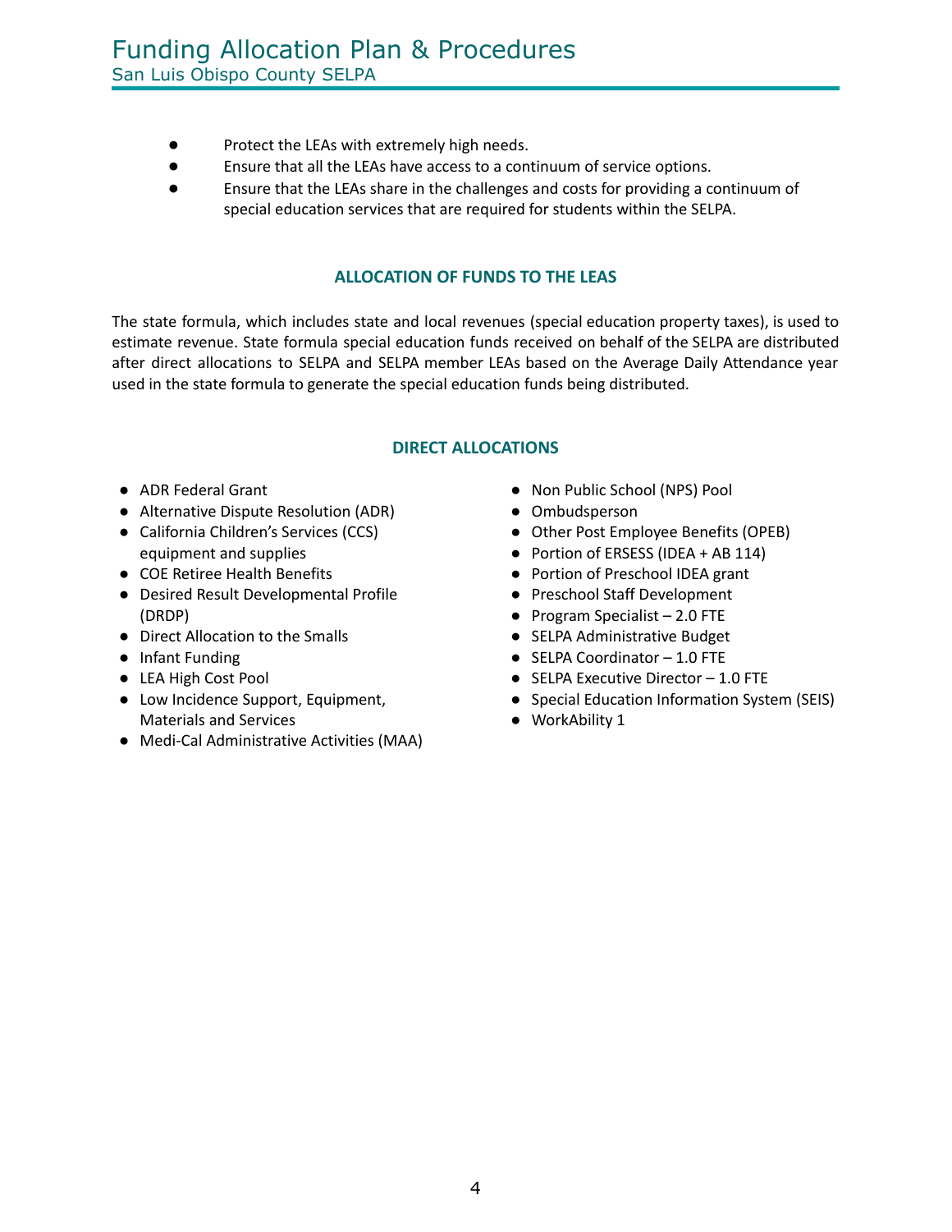- Protect the LEAs with extremely high needs.
- Ensure that all the LEAs have access to a continuum of service options.
- Ensure that the LEAs share in the challenges and costs for providing a continuum of special education services that are required for students within the SELPA.

## ALLOCATION OF FUNDS TO THE LEAS

The state formula, which includes state and local revenues (special education property taxes), is used to estimate revenue. State formula special education funds received on behalf of the SELPA are distributed after direct allocations to SELPA and SELPA member LEAs based on the Average Daily Attendance year used in the state formula to generate the special education funds being distributed.

## DIRECT ALLOCATIONS

- ADR Federal Grant
- Alternative Dispute Resolution (ADR)
- California Children's Services (CCS) equipment and supplies
- COE Retiree Health Benefits
- Desired Result Developmental Profile (DRDP)
- Direct Allocation to the Smalls
- Infant Funding
- LEA High Cost Pool
- Low Incidence Support, Equipment, Materials and Services
- Medi-Cal Administrative Activities (MAA)
- Non Public School (NPS) Pool
- Ombudsperson
- Other Post Employee Benefits (OPEB)
- Portion of ERSESS (IDEA + AB 114)
- Portion of Preschool IDEA grant
- Preschool Staff Development
- Program Specialist – 2.0 FTE
- SELPA Administrative Budget
- SELPA Coordinator – 1.0 FTE
- SELPA Executive Director – 1.0 FTE
- Special Education Information System (SEIS)
- WorkAbility 1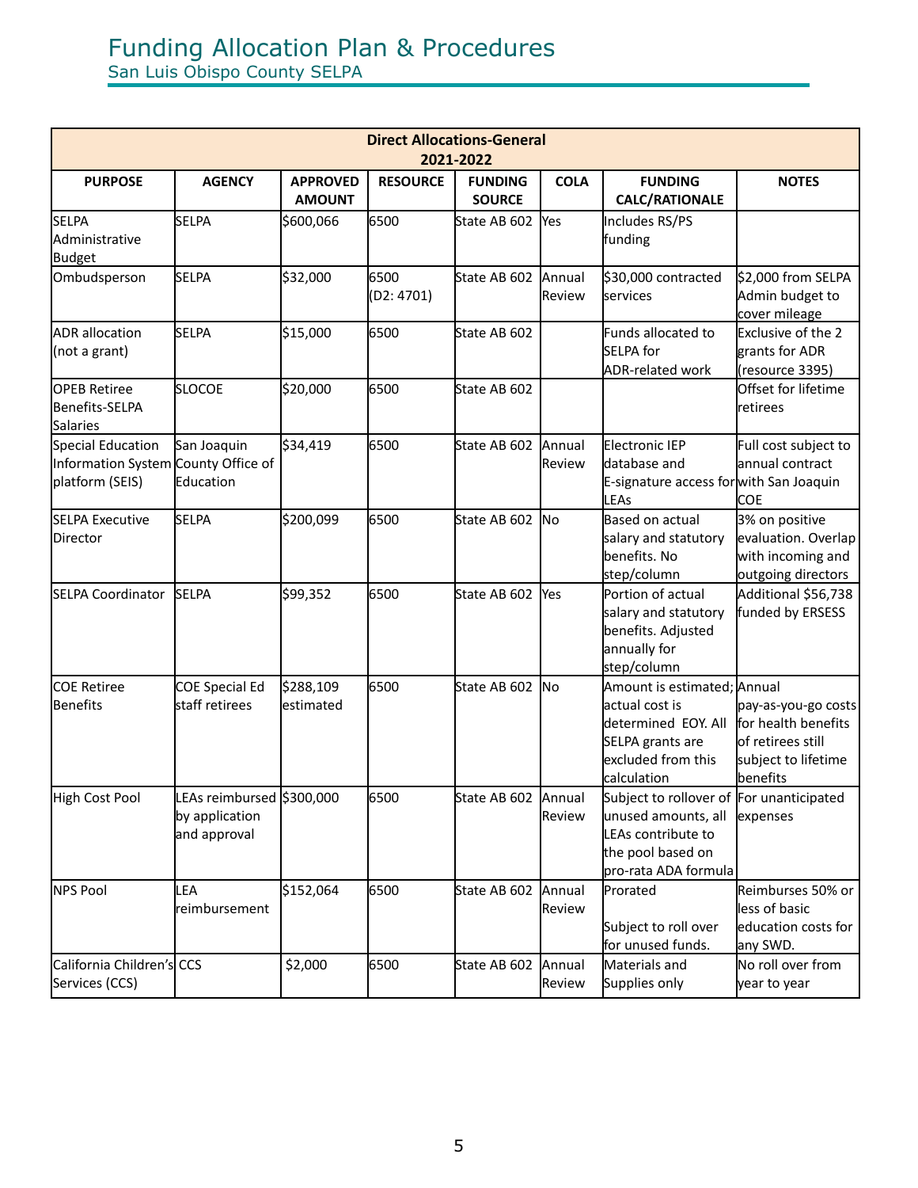# Funding Allocation Plan & Procedures

San Luis Obispo County SELPA

| Direct Allocations-General 2021-2022 | | | | | | | |
|---|---|---|---|---|---|---|---|
| **PURPOSE** | **AGENCY** | **APPROVED AMOUNT** | **RESOURCE** | **FUNDING SOURCE** | **COLA** | **FUNDING CALC/RATIONALE** | **NOTES** |
| SELPA Administrative Budget | SELPA | $600,066 | 6500 | State AB 602 | Yes | Includes RS/PS funding | |
| Ombudsperson | SELPA | $32,000 | 6500 (D2: 4701) | State AB 602 | Annual Review | $30,000 contracted services | $2,000 from SELPA Admin budget to cover mileage |
| ADR allocation (not a grant) | SELPA | $15,000 | 6500 | State AB 602 | | Funds allocated to SELPA for ADR-related work | Exclusive of the 2 grants for ADR (resource 3395) |
| OPEB Retiree Benefits-SELPA Salaries | SLOCOE | $20,000 | 6500 | State AB 602 | | | Offset for lifetime retirees |
| Special Education Information System platform (SEIS) | San Joaquin County Office of Education | $34,419 | 6500 | State AB 602 | Annual Review | Electronic IEP database and E-signature access for LEAs | Full cost subject to annual contract with San Joaquin COE |
| SELPA Executive Director | SELPA | $200,099 | 6500 | State AB 602 | No | Based on actual salary and statutory benefits. No step/column | 3% on positive evaluation. Overlap with incoming and outgoing directors |
| SELPA Coordinator | SELPA | $99,352 | 6500 | State AB 602 | Yes | Portion of actual salary and statutory benefits. Adjusted annually for step/column | Additional $56,738 funded by ERSESS |
| COE Retiree Benefits | COE Special Ed staff retirees | $288,109 estimated | 6500 | State AB 602 | No | Amount is estimated; actual cost is determined EOY. All SELPA grants are excluded from this calculation | Annual pay-as-you-go costs for health benefits of retirees still subject to lifetime benefits |
| High Cost Pool | LEAs reimbursed by application and approval | $300,000 | 6500 | State AB 602 | Annual Review | Subject to rollover of unused amounts, all LEAs contribute to the pool based on pro-rata ADA formula | For unanticipated expenses |
| NPS Pool | LEA reimbursement | $152,064 | 6500 | State AB 602 | Annual Review | Prorated<br><br>Subject to roll over for unused funds. | Reimburses 50% or less of basic education costs for any SWD. |
| California Children's Services (CCS) | CCS | $2,000 | 6500 | State AB 602 | Annual Review | Materials and Supplies only | No roll over from year to year |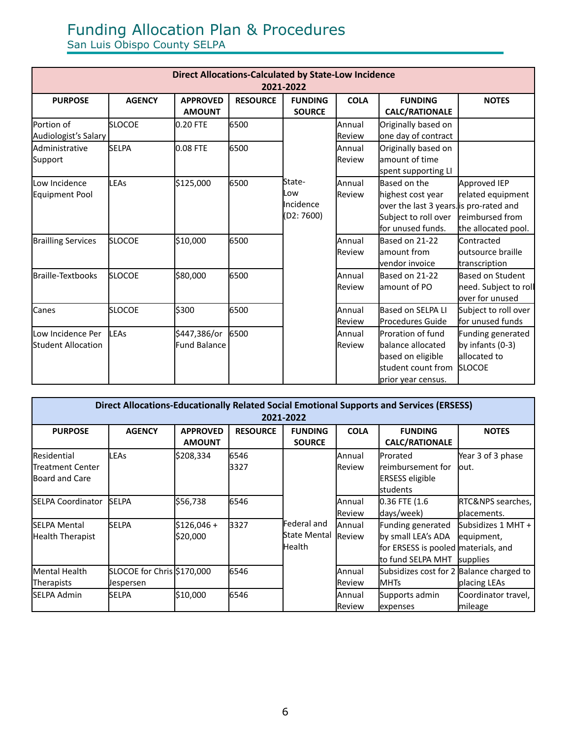# Funding Allocation Plan & Procedures

## San Luis Obispo County SELPA

| Direct Allocations-Calculated by State-Low Incidence 2021-2022 | | | | | | | |
|---|---|---|---|---|---|---|---|
| **PURPOSE** | **AGENCY** | **APPROVED AMOUNT** | **RESOURCE** | **FUNDING SOURCE** | **COLA** | **FUNDING CALC/RATIONALE** | **NOTES** |
| Portion of Audiologist's Salary | SLOCOE | 0.20 FTE | 6500 | State-Low Incidence (D2: 7600) | Annual Review | Originally based on one day of contract | |
| Administrative Support | SELPA | 0.08 FTE | 6500 | | Annual Review | Originally based on amount of time spent supporting LI | |
| Low Incidence Equipment Pool | LEAs | $125,000 | 6500 | | Annual Review | Based on the highest cost year over the last 3 years. Subject to roll over for unused funds. | Approved IEP related equipment is pro-rated and reimbursed from the allocated pool. |
| Brailling Services | SLOCOE | $10,000 | 6500 | | Annual Review | Based on 21-22 amount from vendor invoice | Contracted outsource braille transcription |
| Braille-Textbooks | SLOCOE | $80,000 | 6500 | | Annual Review | Based on 21-22 amount of PO | Based on Student need. Subject to roll over for unused |
| Canes | SLOCOE | $300 | 6500 | | Annual Review | Based on SELPA LI Procedures Guide | Subject to roll over for unused funds |
| Low Incidence Per Student Allocation | LEAs | $447,386/or Fund Balance | 6500 | | Annual Review | Proration of fund balance allocated based on eligible student count from prior year census. | Funding generated by infants (0-3) allocated to SLOCOE |

| Direct Allocations-Educationally Related Social Emotional Supports and Services (ERSESS) 2021-2022 | | | | | | | |
|---|---|---|---|---|---|---|---|
| **PURPOSE** | **AGENCY** | **APPROVED AMOUNT** | **RESOURCE** | **FUNDING SOURCE** | **COLA** | **FUNDING CALC/RATIONALE** | **NOTES** |
| Residential Treatment Center Board and Care | LEAs | $208,334 | 6546 3327 | Federal and State Mental Health | Annual Review | Prorated reimbursement for ERSESS eligible students | Year 3 of 3 phase out. |
| SELPA Coordinator | SELPA | $56,738 | 6546 | | Annual Review | 0.36 FTE (1.6 days/week) | RTC&NPS searches, placements. |
| SELPA Mental Health Therapist | SELPA | $126,046 + $20,000 | 3327 | | Annual Review | Funding generated by small LEA's ADA for ERSESS is pooled to fund SELPA MHT | Subsidizes 1 MHT + equipment, materials, and supplies |
| Mental Health Therapists | SLOCOE for Chris Jespersen | $170,000 | 6546 | | Annual Review | Subsidizes cost for 2 MHTs | Balance charged to placing LEAs |
| SELPA Admin | SELPA | $10,000 | 6546 | | Annual Review | Supports admin expenses | Coordinator travel, mileage |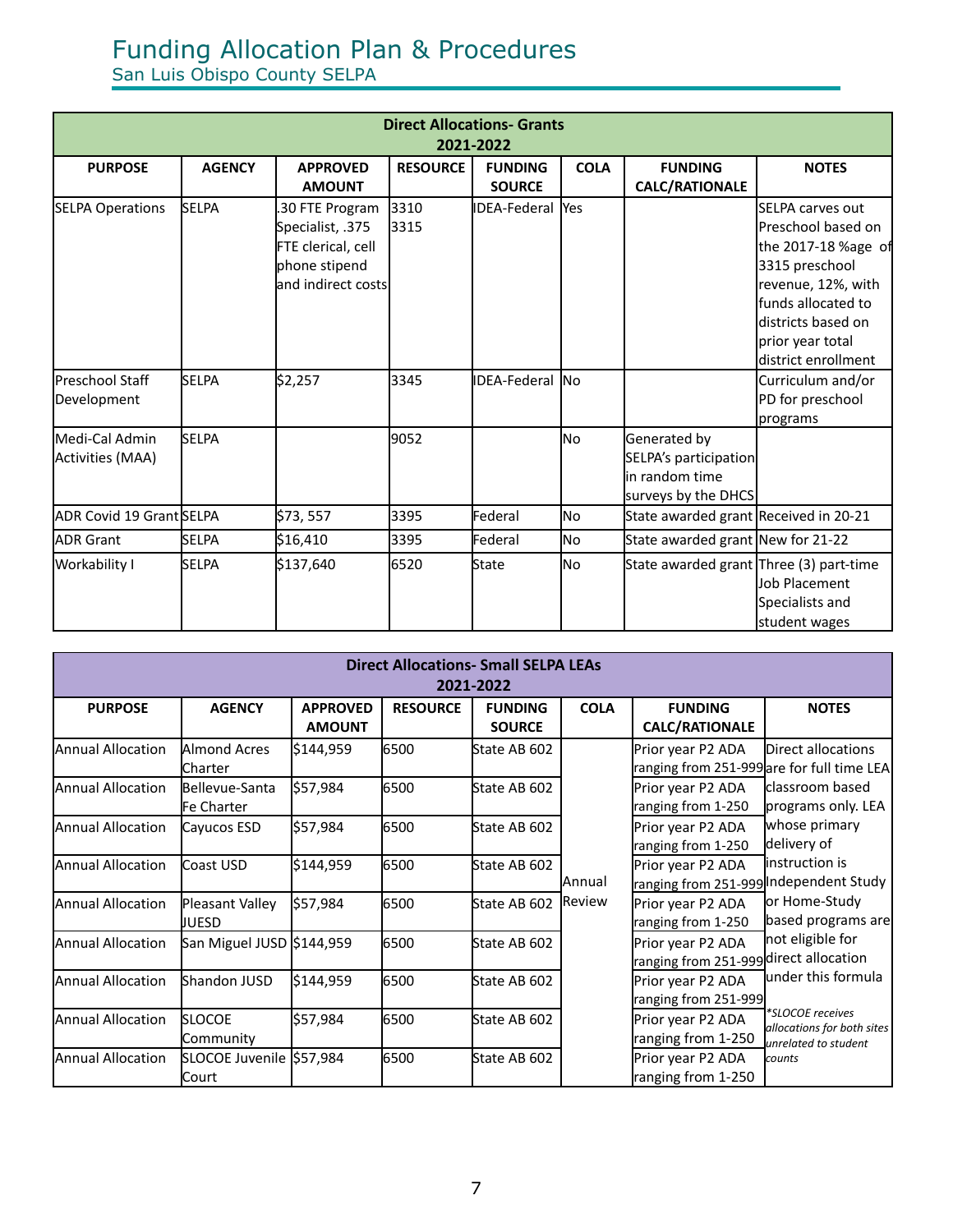# Funding Allocation Plan & Procedures

San Luis Obispo County SELPA

| Direct Allocations- Grants 2021-2022 | | | | | | | |
|---|---|---|---|---|---|---|---|
| **PURPOSE** | **AGENCY** | **APPROVED AMOUNT** | **RESOURCE** | **FUNDING SOURCE** | **COLA** | **FUNDING CALC/RATIONALE** | **NOTES** |
| SELPA Operations | SELPA | .30 FTE Program Specialist, .375 FTE clerical, cell phone stipend and indirect costs | 3310 3315 | IDEA-Federal | Yes | | SELPA carves out Preschool based on the 2017-18 %age of 3315 preschool revenue, 12%, with funds allocated to districts based on prior year total district enrollment |
| Preschool Staff Development | SELPA | $2,257 | 3345 | IDEA-Federal | No | | Curriculum and/or PD for preschool programs |
| Medi-Cal Admin Activities (MAA) | SELPA | | 9052 | | No | Generated by SELPA's participation in random time surveys by the DHCS | |
| ADR Covid 19 Grant | SELPA | $73, 557 | 3395 | Federal | No | State awarded grant | Received in 20-21 |
| ADR Grant | SELPA | $16,410 | 3395 | Federal | No | State awarded grant | New for 21-22 |
| Workability I | SELPA | $137,640 | 6520 | State | No | State awarded grant | Three (3) part-time Job Placement Specialists and student wages |

| Direct Allocations- Small SELPA LEAs 2021-2022 | | | | | | | |
|---|---|---|---|---|---|---|---|
| **PURPOSE** | **AGENCY** | **APPROVED AMOUNT** | **RESOURCE** | **FUNDING SOURCE** | **COLA** | **FUNDING CALC/RATIONALE** | **NOTES** |
| Annual Allocation | Almond Acres Charter | $144,959 | 6500 | State AB 602 | Annual Review | Prior year P2 ADA ranging from 251-999 | Direct allocations are for full time LEA classroom based programs only. LEA whose primary delivery of instruction is Independent Study or Home-Study based programs are not eligible for direct allocation under this formula *\*SLOCOE receives allocations for both sites unrelated to student counts* |
| Annual Allocation | Bellevue-Santa Fe Charter | $57,984 | 6500 | State AB 602 | | Prior year P2 ADA ranging from 1-250 | |
| Annual Allocation | Cayucos ESD | $57,984 | 6500 | State AB 602 | | Prior year P2 ADA ranging from 1-250 | |
| Annual Allocation | Coast USD | $144,959 | 6500 | State AB 602 | | Prior year P2 ADA ranging from 251-999 | |
| Annual Allocation | Pleasant Valley JUESD | $57,984 | 6500 | State AB 602 | | Prior year P2 ADA ranging from 1-250 | |
| Annual Allocation | San Miguel JUSD | $144,959 | 6500 | State AB 602 | | Prior year P2 ADA ranging from 251-999 | |
| Annual Allocation | Shandon JUSD | $144,959 | 6500 | State AB 602 | | Prior year P2 ADA ranging from 251-999 | |
| Annual Allocation | SLOCOE Community | $57,984 | 6500 | State AB 602 | | Prior year P2 ADA ranging from 1-250 | |
| Annual Allocation | SLOCOE Juvenile Court | $57,984 | 6500 | State AB 602 | | Prior year P2 ADA ranging from 1-250 | |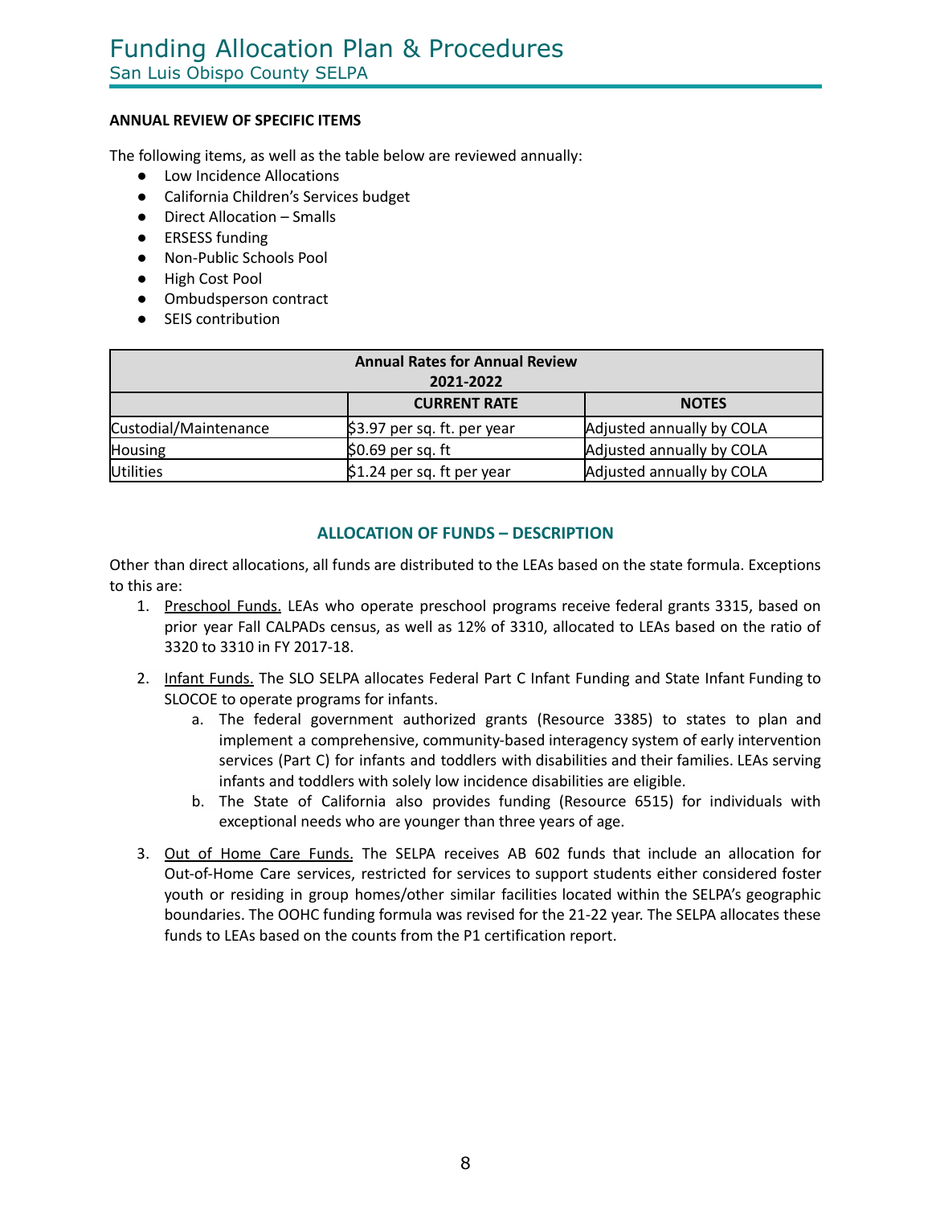**ANNUAL REVIEW OF SPECIFIC ITEMS**

The following items, as well as the table below are reviewed annually:

- Low Incidence Allocations
- California Children's Services budget
- Direct Allocation – Smalls
- ERSESS funding
- Non-Public Schools Pool
- High Cost Pool
- Ombudsperson contract
- SEIS contribution

| Annual Rates for Annual Review 2021-2022 | | |
|---|---|---|
| | **CURRENT RATE** | **NOTES** |
| Custodial/Maintenance | $3.97 per sq. ft. per year | Adjusted annually by COLA |
| Housing | $0.69 per sq. ft | Adjusted annually by COLA |
| Utilities | $1.24 per sq. ft per year | Adjusted annually by COLA |

## ALLOCATION OF FUNDS – DESCRIPTION

Other than direct allocations, all funds are distributed to the LEAs based on the state formula. Exceptions to this are:

1. Preschool Funds. LEAs who operate preschool programs receive federal grants 3315, based on prior year Fall CALPADs census, as well as 12% of 3310, allocated to LEAs based on the ratio of 3320 to 3310 in FY 2017-18.
2. Infant Funds. The SLO SELPA allocates Federal Part C Infant Funding and State Infant Funding to SLOCOE to operate programs for infants.
   a. The federal government authorized grants (Resource 3385) to states to plan and implement a comprehensive, community-based interagency system of early intervention services (Part C) for infants and toddlers with disabilities and their families. LEAs serving infants and toddlers with solely low incidence disabilities are eligible.
   b. The State of California also provides funding (Resource 6515) for individuals with exceptional needs who are younger than three years of age.
3. Out of Home Care Funds. The SELPA receives AB 602 funds that include an allocation for Out-of-Home Care services, restricted for services to support students either considered foster youth or residing in group homes/other similar facilities located within the SELPA's geographic boundaries. The OOHC funding formula was revised for the 21-22 year. The SELPA allocates these funds to LEAs based on the counts from the P1 certification report.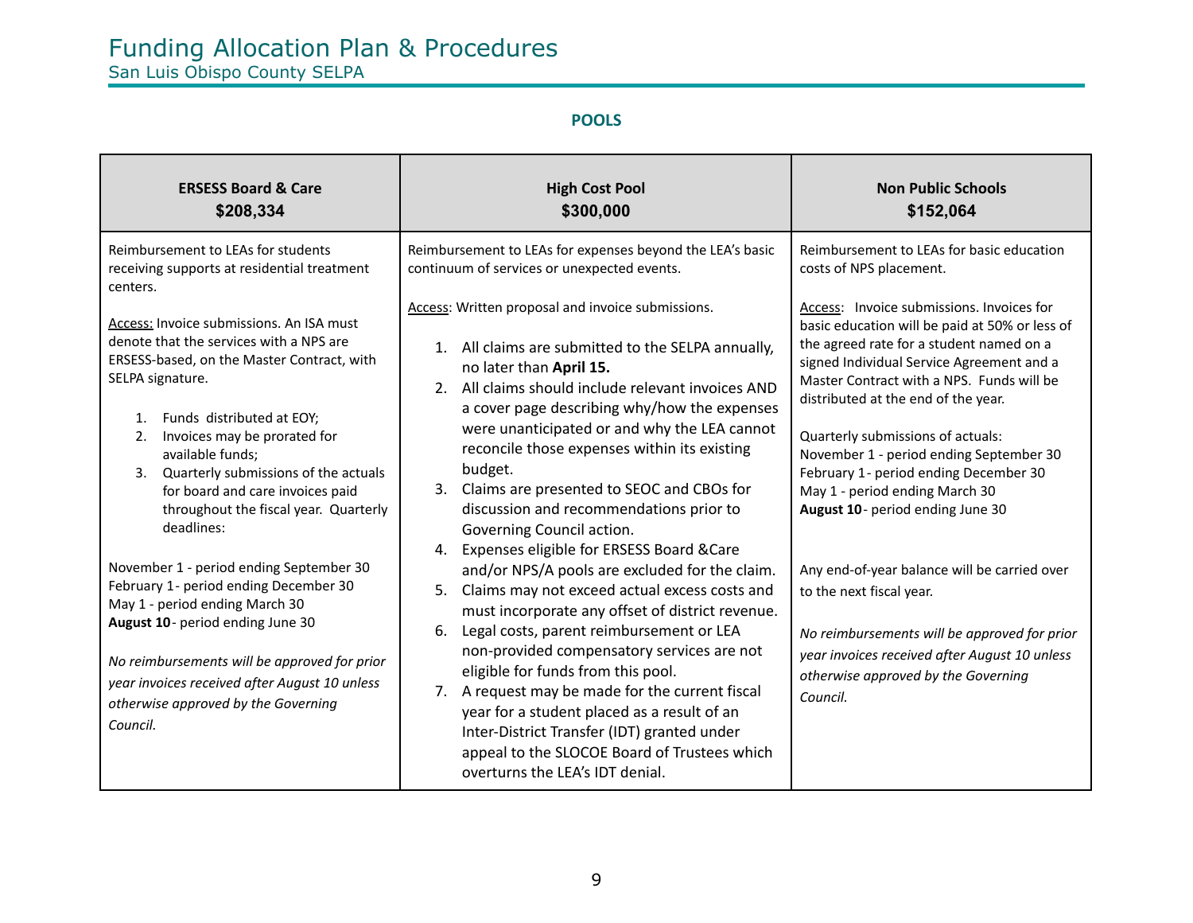## POOLS

| **ERSESS Board & Care**<br>**$208,334** | **High Cost Pool**<br>**$300,000** | **Non Public Schools**<br>**$152,064** |
|---|---|---|
| Reimbursement to LEAs for students receiving supports at residential treatment centers.<br><br><u>Access:</u> Invoice submissions. An ISA must denote that the services with a NPS are ERSESS-based, on the Master Contract, with SELPA signature.<br><br>1. Funds distributed at EOY;<br>2. Invoices may be prorated for available funds;<br>3. Quarterly submissions of the actuals for board and care invoices paid throughout the fiscal year. Quarterly deadlines:<br><br>November 1 - period ending September 30<br>February 1 - period ending December 30<br>May 1 - period ending March 30<br>**August 10** - period ending June 30<br><br>*No reimbursements will be approved for prior year invoices received after August 10 unless otherwise approved by the Governing Council.* | Reimbursement to LEAs for expenses beyond the LEA's basic continuum of services or unexpected events.<br><br><u>Access</u>: Written proposal and invoice submissions.<br><br>1. All claims are submitted to the SELPA annually, no later than **April 15.**<br>2. All claims should include relevant invoices AND a cover page describing why/how the expenses were unanticipated or and why the LEA cannot reconcile those expenses within its existing budget.<br>3. Claims are presented to SEOC and CBOs for discussion and recommendations prior to Governing Council action.<br>4. Expenses eligible for ERSESS Board &Care and/or NPS/A pools are excluded for the claim.<br>5. Claims may not exceed actual excess costs and must incorporate any offset of district revenue.<br>6. Legal costs, parent reimbursement or LEA non-provided compensatory services are not eligible for funds from this pool.<br>7. A request may be made for the current fiscal year for a student placed as a result of an Inter-District Transfer (IDT) granted under appeal to the SLOCOE Board of Trustees which overturns the LEA's IDT denial. | Reimbursement to LEAs for basic education costs of NPS placement.<br><br><u>Access</u>: Invoice submissions. Invoices for basic education will be paid at 50% or less of the agreed rate for a student named on a signed Individual Service Agreement and a Master Contract with a NPS. Funds will be distributed at the end of the year.<br><br>Quarterly submissions of actuals:<br>November 1 - period ending September 30<br>February 1 - period ending December 30<br>May 1 - period ending March 30<br>**August 10** - period ending June 30<br><br>Any end-of-year balance will be carried over to the next fiscal year.<br><br>*No reimbursements will be approved for prior year invoices received after August 10 unless otherwise approved by the Governing Council.* |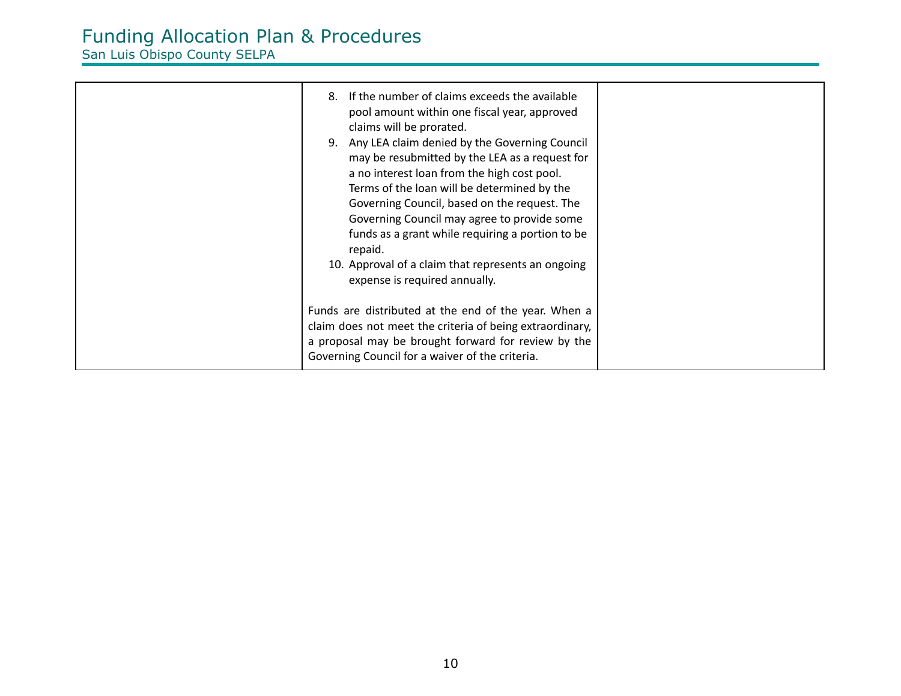| | | |
|---|---|---|
| | 8. If the number of claims exceeds the available pool amount within one fiscal year, approved claims will be prorated.<br>9. Any LEA claim denied by the Governing Council may be resubmitted by the LEA as a request for a no interest loan from the high cost pool. Terms of the loan will be determined by the Governing Council, based on the request. The Governing Council may agree to provide some funds as a grant while requiring a portion to be repaid.<br>10. Approval of a claim that represents an ongoing expense is required annually.<br><br>Funds are distributed at the end of the year. When a claim does not meet the criteria of being extraordinary, a proposal may be brought forward for review by the Governing Council for a waiver of the criteria. | |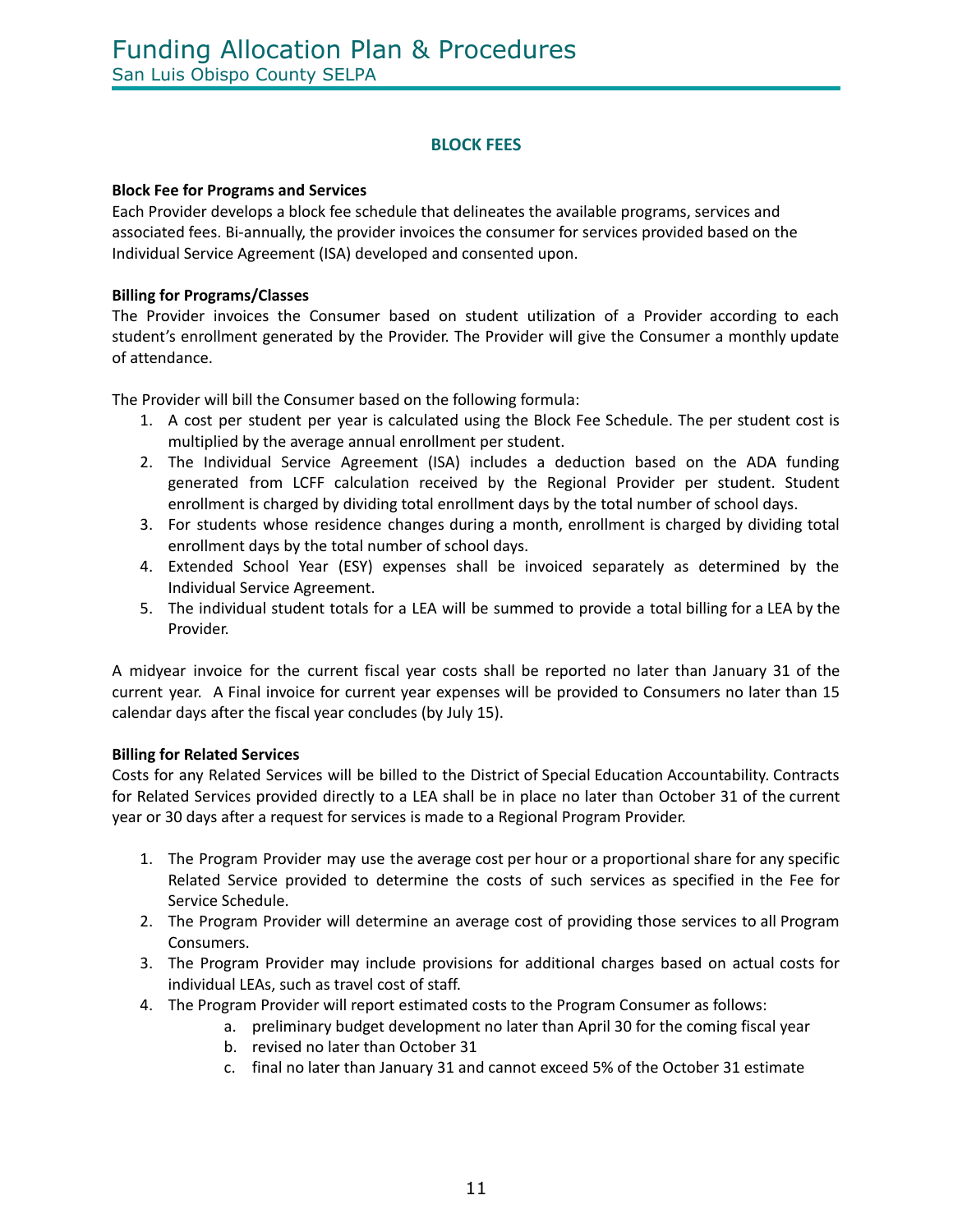## BLOCK FEES

**Block Fee for Programs and Services**

Each Provider develops a block fee schedule that delineates the available programs, services and associated fees. Bi-annually, the provider invoices the consumer for services provided based on the Individual Service Agreement (ISA) developed and consented upon.

**Billing for Programs/Classes**

The Provider invoices the Consumer based on student utilization of a Provider according to each student's enrollment generated by the Provider. The Provider will give the Consumer a monthly update of attendance.

The Provider will bill the Consumer based on the following formula:

1. A cost per student per year is calculated using the Block Fee Schedule. The per student cost is multiplied by the average annual enrollment per student.
2. The Individual Service Agreement (ISA) includes a deduction based on the ADA funding generated from LCFF calculation received by the Regional Provider per student. Student enrollment is charged by dividing total enrollment days by the total number of school days.
3. For students whose residence changes during a month, enrollment is charged by dividing total enrollment days by the total number of school days.
4. Extended School Year (ESY) expenses shall be invoiced separately as determined by the Individual Service Agreement.
5. The individual student totals for a LEA will be summed to provide a total billing for a LEA by the Provider.

A midyear invoice for the current fiscal year costs shall be reported no later than January 31 of the current year. A Final invoice for current year expenses will be provided to Consumers no later than 15 calendar days after the fiscal year concludes (by July 15).

**Billing for Related Services**

Costs for any Related Services will be billed to the District of Special Education Accountability. Contracts for Related Services provided directly to a LEA shall be in place no later than October 31 of the current year or 30 days after a request for services is made to a Regional Program Provider.

1. The Program Provider may use the average cost per hour or a proportional share for any specific Related Service provided to determine the costs of such services as specified in the Fee for Service Schedule.
2. The Program Provider will determine an average cost of providing those services to all Program Consumers.
3. The Program Provider may include provisions for additional charges based on actual costs for individual LEAs, such as travel cost of staff.
4. The Program Provider will report estimated costs to the Program Consumer as follows:
    a. preliminary budget development no later than April 30 for the coming fiscal year
    b. revised no later than October 31
    c. final no later than January 31 and cannot exceed 5% of the October 31 estimate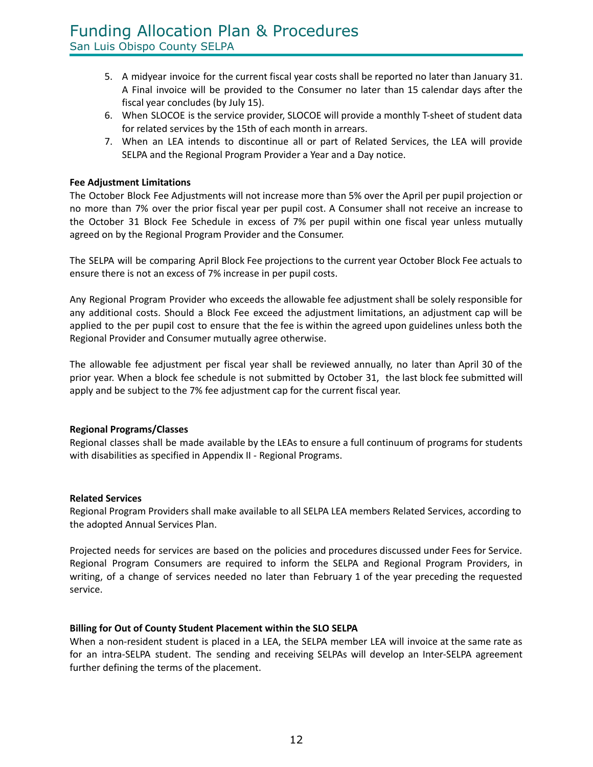5. A midyear invoice for the current fiscal year costs shall be reported no later than January 31. A Final invoice will be provided to the Consumer no later than 15 calendar days after the fiscal year concludes (by July 15).
6. When SLOCOE is the service provider, SLOCOE will provide a monthly T-sheet of student data for related services by the 15th of each month in arrears.
7. When an LEA intends to discontinue all or part of Related Services, the LEA will provide SELPA and the Regional Program Provider a Year and a Day notice.

**Fee Adjustment Limitations**

The October Block Fee Adjustments will not increase more than 5% over the April per pupil projection or no more than 7% over the prior fiscal year per pupil cost. A Consumer shall not receive an increase to the October 31 Block Fee Schedule in excess of 7% per pupil within one fiscal year unless mutually agreed on by the Regional Program Provider and the Consumer.

The SELPA will be comparing April Block Fee projections to the current year October Block Fee actuals to ensure there is not an excess of 7% increase in per pupil costs.

Any Regional Program Provider who exceeds the allowable fee adjustment shall be solely responsible for any additional costs. Should a Block Fee exceed the adjustment limitations, an adjustment cap will be applied to the per pupil cost to ensure that the fee is within the agreed upon guidelines unless both the Regional Provider and Consumer mutually agree otherwise.

The allowable fee adjustment per fiscal year shall be reviewed annually, no later than April 30 of the prior year. When a block fee schedule is not submitted by October 31, the last block fee submitted will apply and be subject to the 7% fee adjustment cap for the current fiscal year.

**Regional Programs/Classes**

Regional classes shall be made available by the LEAs to ensure a full continuum of programs for students with disabilities as specified in Appendix II - Regional Programs.

**Related Services**

Regional Program Providers shall make available to all SELPA LEA members Related Services, according to the adopted Annual Services Plan.

Projected needs for services are based on the policies and procedures discussed under Fees for Service. Regional Program Consumers are required to inform the SELPA and Regional Program Providers, in writing, of a change of services needed no later than February 1 of the year preceding the requested service.

**Billing for Out of County Student Placement within the SLO SELPA**

When a non-resident student is placed in a LEA, the SELPA member LEA will invoice at the same rate as for an intra-SELPA student. The sending and receiving SELPAs will develop an Inter-SELPA agreement further defining the terms of the placement.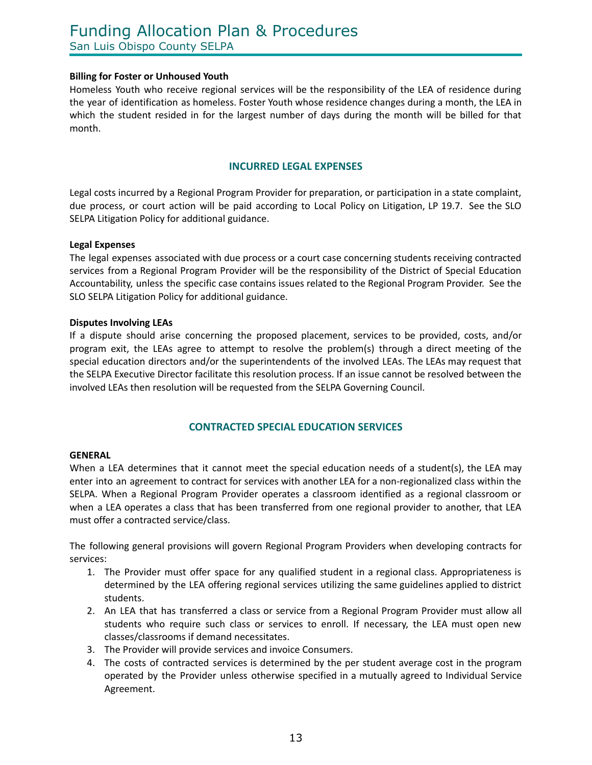**Billing for Foster or Unhoused Youth**

Homeless Youth who receive regional services will be the responsibility of the LEA of residence during the year of identification as homeless. Foster Youth whose residence changes during a month, the LEA in which the student resided in for the largest number of days during the month will be billed for that month.

## INCURRED LEGAL EXPENSES

Legal costs incurred by a Regional Program Provider for preparation, or participation in a state complaint, due process, or court action will be paid according to Local Policy on Litigation, LP 19.7. See the SLO SELPA Litigation Policy for additional guidance.

**Legal Expenses**

The legal expenses associated with due process or a court case concerning students receiving contracted services from a Regional Program Provider will be the responsibility of the District of Special Education Accountability, unless the specific case contains issues related to the Regional Program Provider. See the SLO SELPA Litigation Policy for additional guidance.

**Disputes Involving LEAs**

If a dispute should arise concerning the proposed placement, services to be provided, costs, and/or program exit, the LEAs agree to attempt to resolve the problem(s) through a direct meeting of the special education directors and/or the superintendents of the involved LEAs. The LEAs may request that the SELPA Executive Director facilitate this resolution process. If an issue cannot be resolved between the involved LEAs then resolution will be requested from the SELPA Governing Council.

## CONTRACTED SPECIAL EDUCATION SERVICES

**GENERAL**

When a LEA determines that it cannot meet the special education needs of a student(s), the LEA may enter into an agreement to contract for services with another LEA for a non-regionalized class within the SELPA. When a Regional Program Provider operates a classroom identified as a regional classroom or when a LEA operates a class that has been transferred from one regional provider to another, that LEA must offer a contracted service/class.

The following general provisions will govern Regional Program Providers when developing contracts for services:

1. The Provider must offer space for any qualified student in a regional class. Appropriateness is determined by the LEA offering regional services utilizing the same guidelines applied to district students.
2. An LEA that has transferred a class or service from a Regional Program Provider must allow all students who require such class or services to enroll. If necessary, the LEA must open new classes/classrooms if demand necessitates.
3. The Provider will provide services and invoice Consumers.
4. The costs of contracted services is determined by the per student average cost in the program operated by the Provider unless otherwise specified in a mutually agreed to Individual Service Agreement.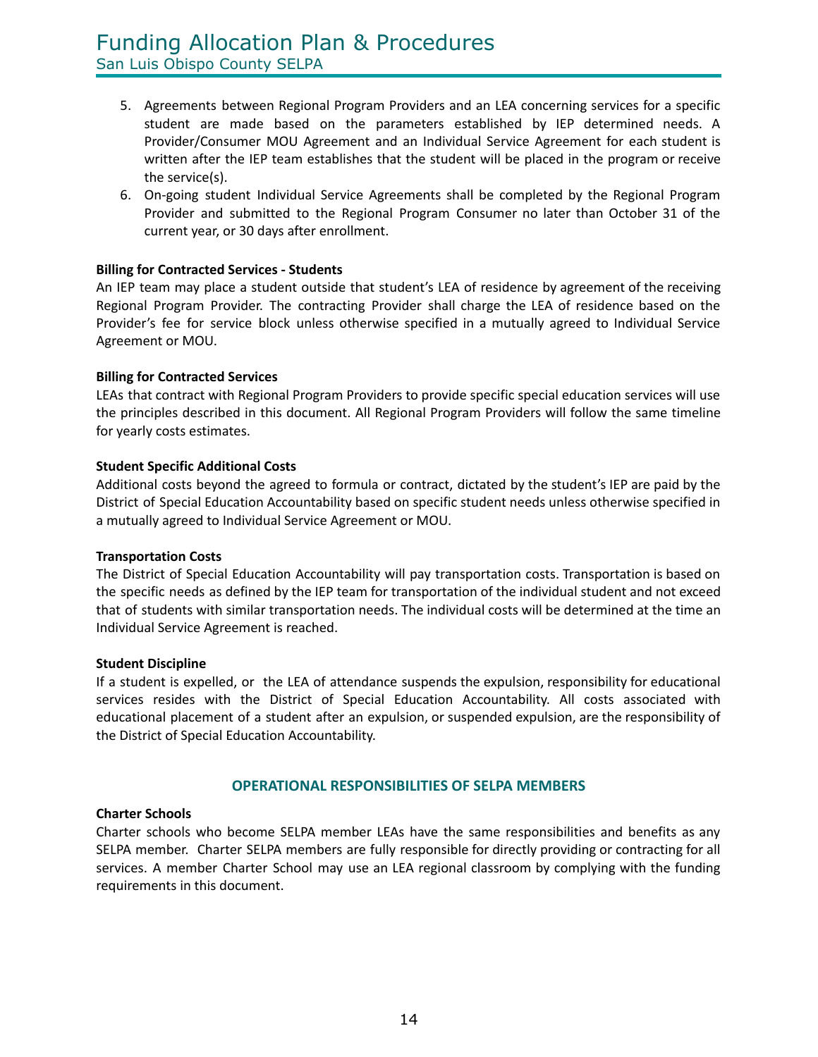5. Agreements between Regional Program Providers and an LEA concerning services for a specific student are made based on the parameters established by IEP determined needs. A Provider/Consumer MOU Agreement and an Individual Service Agreement for each student is written after the IEP team establishes that the student will be placed in the program or receive the service(s).
6. On-going student Individual Service Agreements shall be completed by the Regional Program Provider and submitted to the Regional Program Consumer no later than October 31 of the current year, or 30 days after enrollment.

**Billing for Contracted Services - Students**

An IEP team may place a student outside that student's LEA of residence by agreement of the receiving Regional Program Provider. The contracting Provider shall charge the LEA of residence based on the Provider's fee for service block unless otherwise specified in a mutually agreed to Individual Service Agreement or MOU.

**Billing for Contracted Services**

LEAs that contract with Regional Program Providers to provide specific special education services will use the principles described in this document. All Regional Program Providers will follow the same timeline for yearly costs estimates.

**Student Specific Additional Costs**

Additional costs beyond the agreed to formula or contract, dictated by the student's IEP are paid by the District of Special Education Accountability based on specific student needs unless otherwise specified in a mutually agreed to Individual Service Agreement or MOU.

**Transportation Costs**

The District of Special Education Accountability will pay transportation costs. Transportation is based on the specific needs as defined by the IEP team for transportation of the individual student and not exceed that of students with similar transportation needs. The individual costs will be determined at the time an Individual Service Agreement is reached.

**Student Discipline**

If a student is expelled, or the LEA of attendance suspends the expulsion, responsibility for educational services resides with the District of Special Education Accountability. All costs associated with educational placement of a student after an expulsion, or suspended expulsion, are the responsibility of the District of Special Education Accountability.

## OPERATIONAL RESPONSIBILITIES OF SELPA MEMBERS

**Charter Schools**

Charter schools who become SELPA member LEAs have the same responsibilities and benefits as any SELPA member. Charter SELPA members are fully responsible for directly providing or contracting for all services. A member Charter School may use an LEA regional classroom by complying with the funding requirements in this document.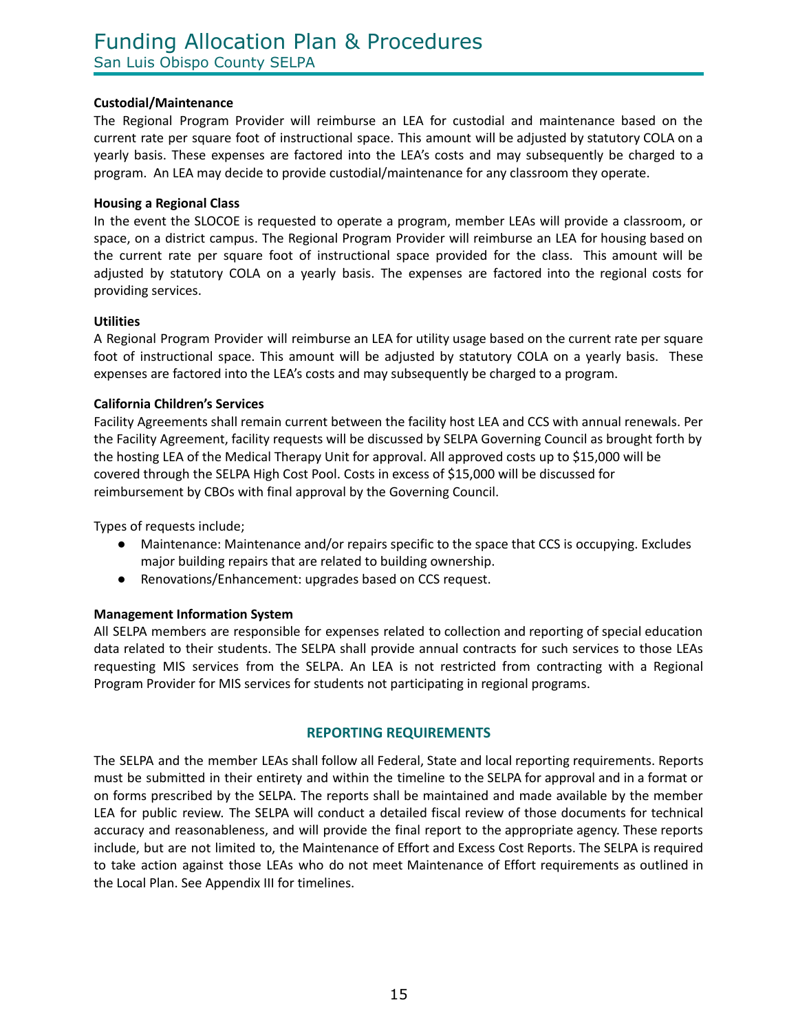**Custodial/Maintenance**

The Regional Program Provider will reimburse an LEA for custodial and maintenance based on the current rate per square foot of instructional space. This amount will be adjusted by statutory COLA on a yearly basis. These expenses are factored into the LEA's costs and may subsequently be charged to a program. An LEA may decide to provide custodial/maintenance for any classroom they operate.

**Housing a Regional Class**

In the event the SLOCOE is requested to operate a program, member LEAs will provide a classroom, or space, on a district campus. The Regional Program Provider will reimburse an LEA for housing based on the current rate per square foot of instructional space provided for the class. This amount will be adjusted by statutory COLA on a yearly basis. The expenses are factored into the regional costs for providing services.

**Utilities**

A Regional Program Provider will reimburse an LEA for utility usage based on the current rate per square foot of instructional space. This amount will be adjusted by statutory COLA on a yearly basis. These expenses are factored into the LEA's costs and may subsequently be charged to a program.

**California Children's Services**

Facility Agreements shall remain current between the facility host LEA and CCS with annual renewals. Per the Facility Agreement, facility requests will be discussed by SELPA Governing Council as brought forth by the hosting LEA of the Medical Therapy Unit for approval. All approved costs up to $15,000 will be covered through the SELPA High Cost Pool. Costs in excess of $15,000 will be discussed for reimbursement by CBOs with final approval by the Governing Council.

Types of requests include;

- Maintenance: Maintenance and/or repairs specific to the space that CCS is occupying. Excludes major building repairs that are related to building ownership.
- Renovations/Enhancement: upgrades based on CCS request.

**Management Information System**

All SELPA members are responsible for expenses related to collection and reporting of special education data related to their students. The SELPA shall provide annual contracts for such services to those LEAs requesting MIS services from the SELPA. An LEA is not restricted from contracting with a Regional Program Provider for MIS services for students not participating in regional programs.

## REPORTING REQUIREMENTS

The SELPA and the member LEAs shall follow all Federal, State and local reporting requirements. Reports must be submitted in their entirety and within the timeline to the SELPA for approval and in a format or on forms prescribed by the SELPA. The reports shall be maintained and made available by the member LEA for public review. The SELPA will conduct a detailed fiscal review of those documents for technical accuracy and reasonableness, and will provide the final report to the appropriate agency. These reports include, but are not limited to, the Maintenance of Effort and Excess Cost Reports. The SELPA is required to take action against those LEAs who do not meet Maintenance of Effort requirements as outlined in the Local Plan. See Appendix III for timelines.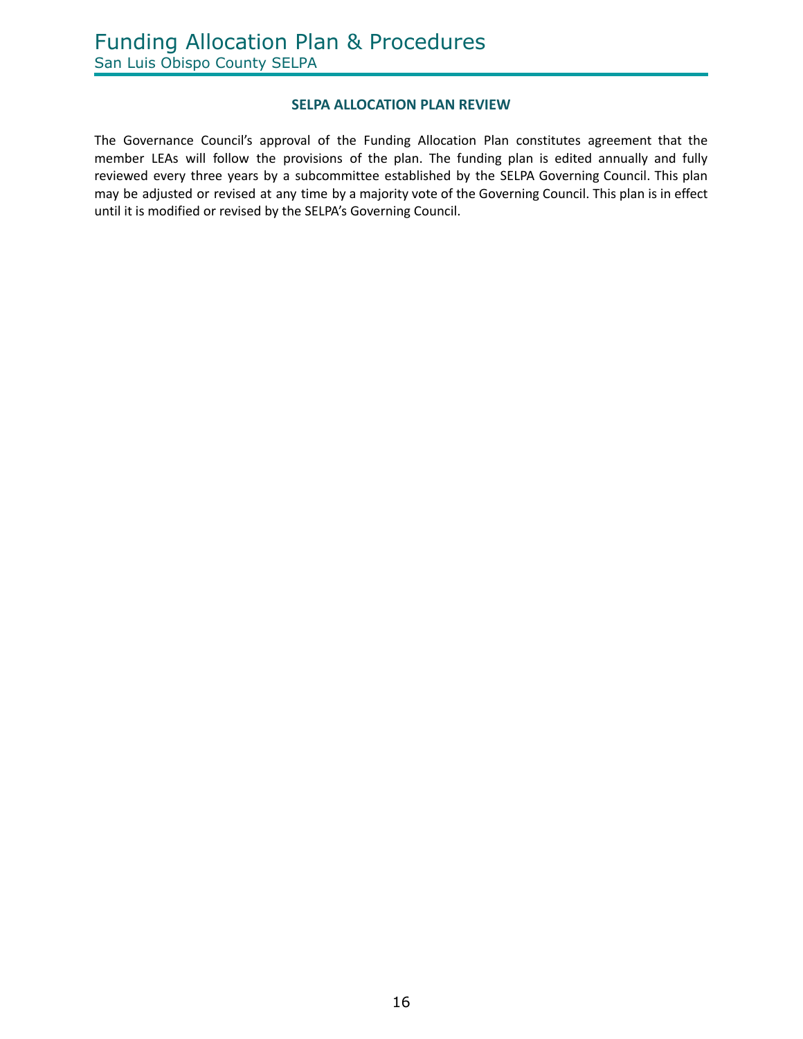## SELPA ALLOCATION PLAN REVIEW

The Governance Council's approval of the Funding Allocation Plan constitutes agreement that the member LEAs will follow the provisions of the plan. The funding plan is edited annually and fully reviewed every three years by a subcommittee established by the SELPA Governing Council. This plan may be adjusted or revised at any time by a majority vote of the Governing Council. This plan is in effect until it is modified or revised by the SELPA's Governing Council.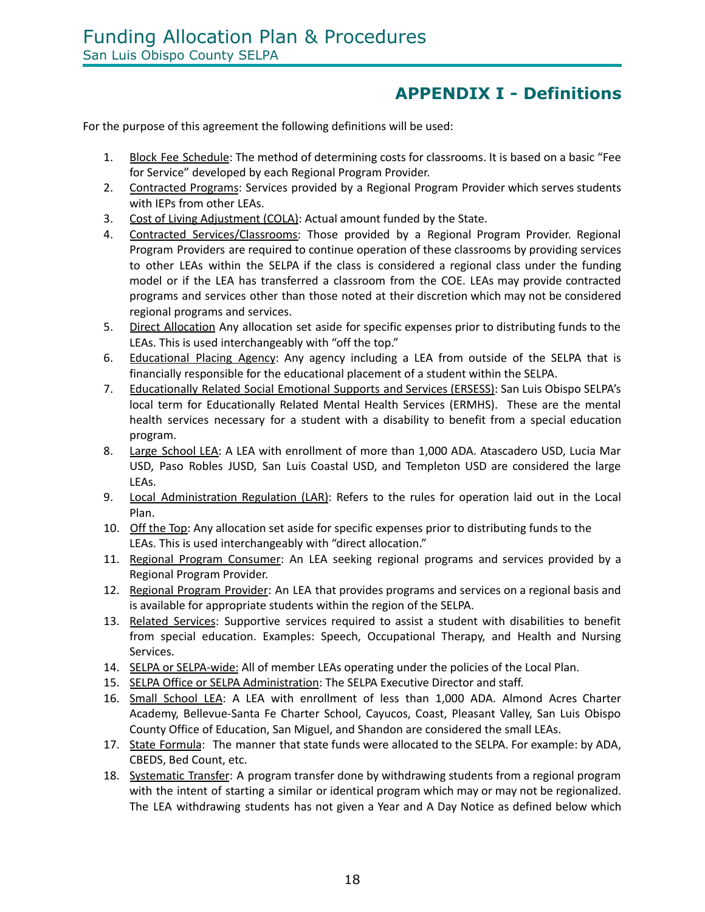## APPENDIX I - Definitions

For the purpose of this agreement the following definitions will be used:

1. Block Fee Schedule: The method of determining costs for classrooms. It is based on a basic "Fee for Service" developed by each Regional Program Provider.
2. Contracted Programs: Services provided by a Regional Program Provider which serves students with IEPs from other LEAs.
3. Cost of Living Adjustment (COLA): Actual amount funded by the State.
4. Contracted Services/Classrooms: Those provided by a Regional Program Provider. Regional Program Providers are required to continue operation of these classrooms by providing services to other LEAs within the SELPA if the class is considered a regional class under the funding model or if the LEA has transferred a classroom from the COE. LEAs may provide contracted programs and services other than those noted at their discretion which may not be considered regional programs and services.
5. Direct Allocation Any allocation set aside for specific expenses prior to distributing funds to the LEAs. This is used interchangeably with "off the top."
6. Educational Placing Agency: Any agency including a LEA from outside of the SELPA that is financially responsible for the educational placement of a student within the SELPA.
7. Educationally Related Social Emotional Supports and Services (ERSESS): San Luis Obispo SELPA's local term for Educationally Related Mental Health Services (ERMHS). These are the mental health services necessary for a student with a disability to benefit from a special education program.
8. Large School LEA: A LEA with enrollment of more than 1,000 ADA. Atascadero USD, Lucia Mar USD, Paso Robles JUSD, San Luis Coastal USD, and Templeton USD are considered the large LEAs.
9. Local Administration Regulation (LAR): Refers to the rules for operation laid out in the Local Plan.
10. Off the Top: Any allocation set aside for specific expenses prior to distributing funds to the LEAs. This is used interchangeably with "direct allocation."
11. Regional Program Consumer: An LEA seeking regional programs and services provided by a Regional Program Provider.
12. Regional Program Provider: An LEA that provides programs and services on a regional basis and is available for appropriate students within the region of the SELPA.
13. Related Services: Supportive services required to assist a student with disabilities to benefit from special education. Examples: Speech, Occupational Therapy, and Health and Nursing Services.
14. SELPA or SELPA-wide: All of member LEAs operating under the policies of the Local Plan.
15. SELPA Office or SELPA Administration: The SELPA Executive Director and staff.
16. Small School LEA: A LEA with enrollment of less than 1,000 ADA. Almond Acres Charter Academy, Bellevue-Santa Fe Charter School, Cayucos, Coast, Pleasant Valley, San Luis Obispo County Office of Education, San Miguel, and Shandon are considered the small LEAs.
17. State Formula: The manner that state funds were allocated to the SELPA. For example: by ADA, CBEDS, Bed Count, etc.
18. Systematic Transfer: A program transfer done by withdrawing students from a regional program with the intent of starting a similar or identical program which may or may not be regionalized. The LEA withdrawing students has not given a Year and A Day Notice as defined below which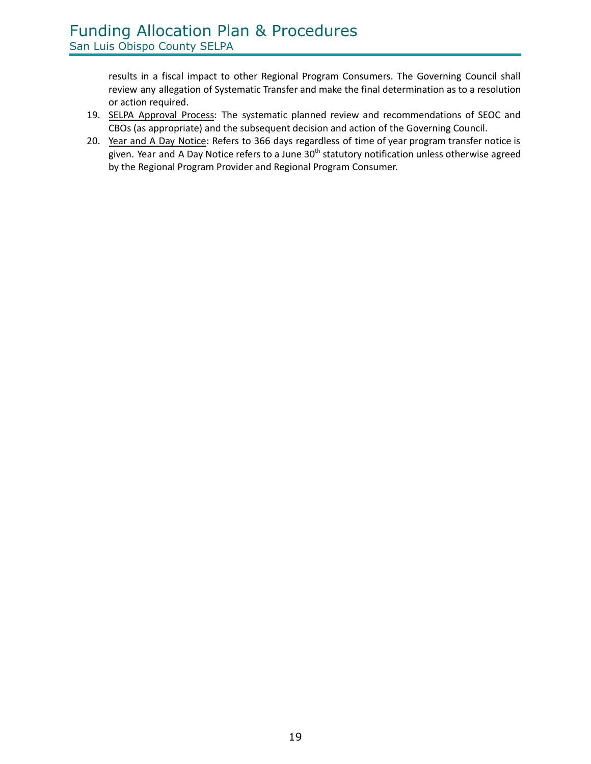results in a fiscal impact to other Regional Program Consumers. The Governing Council shall review any allegation of Systematic Transfer and make the final determination as to a resolution or action required.

19. <u>SELPA Approval Process</u>: The systematic planned review and recommendations of SEOC and CBOs (as appropriate) and the subsequent decision and action of the Governing Council.
20. <u>Year and A Day Notice</u>: Refers to 366 days regardless of time of year program transfer notice is given. Year and A Day Notice refers to a June 30th statutory notification unless otherwise agreed by the Regional Program Provider and Regional Program Consumer.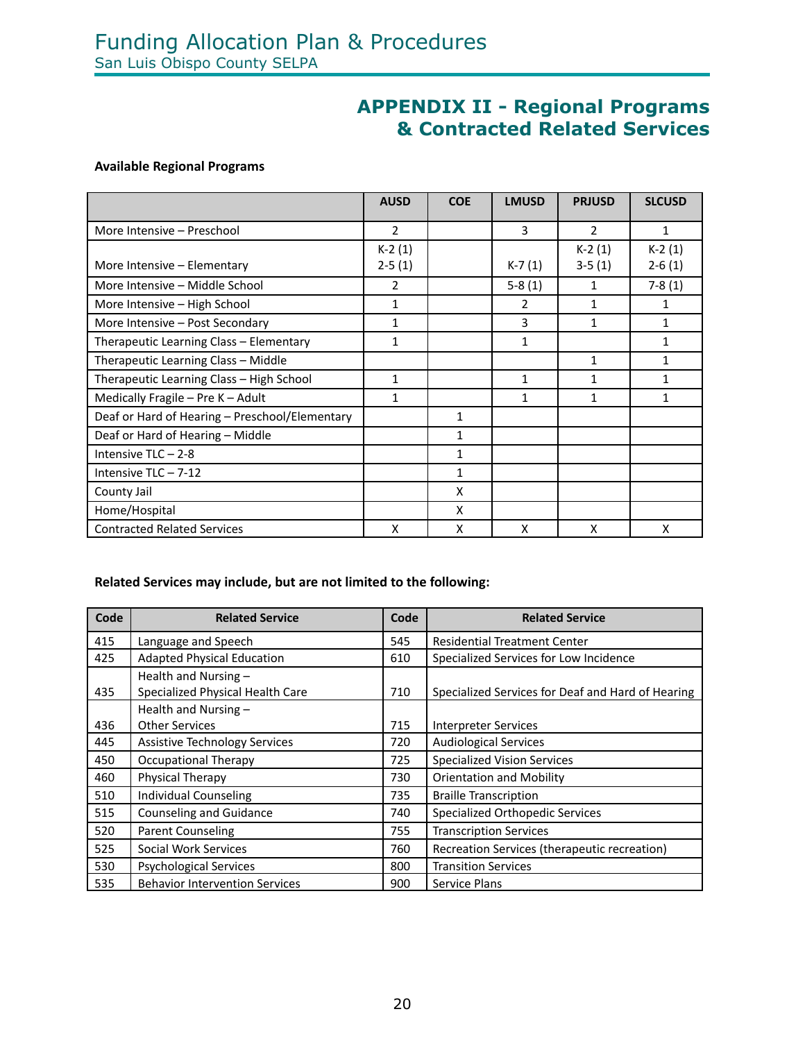# APPENDIX II - Regional Programs & Contracted Related Services

**Available Regional Programs**

| | AUSD | COE | LMUSD | PRJUSD | SLCUSD |
|---|---|---|---|---|---|
| More Intensive – Preschool | 2 | | 3 | 2 | 1 |
| More Intensive – Elementary | K-2 (1)<br>2-5 (1) | | K-7 (1) | K-2 (1)<br>3-5 (1) | K-2 (1)<br>2-6 (1) |
| More Intensive – Middle School | 2 | | 5-8 (1) | 1 | 7-8 (1) |
| More Intensive – High School | 1 | | 2 | 1 | 1 |
| More Intensive – Post Secondary | 1 | | 3 | 1 | 1 |
| Therapeutic Learning Class – Elementary | 1 | | 1 | | 1 |
| Therapeutic Learning Class – Middle | | | | 1 | 1 |
| Therapeutic Learning Class – High School | 1 | | 1 | 1 | 1 |
| Medically Fragile – Pre K – Adult | 1 | | 1 | 1 | 1 |
| Deaf or Hard of Hearing – Preschool/Elementary | | 1 | | | |
| Deaf or Hard of Hearing – Middle | | 1 | | | |
| Intensive TLC – 2-8 | | 1 | | | |
| Intensive TLC – 7-12 | | 1 | | | |
| County Jail | | X | | | |
| Home/Hospital | | X | | | |
| Contracted Related Services | X | X | X | X | X |

**Related Services may include, but are not limited to the following:**

| Code | Related Service | Code | Related Service |
|---|---|---|---|
| 415 | Language and Speech | 545 | Residential Treatment Center |
| 425 | Adapted Physical Education | 610 | Specialized Services for Low Incidence |
| 435 | Health and Nursing – Specialized Physical Health Care | 710 | Specialized Services for Deaf and Hard of Hearing |
| 436 | Health and Nursing – Other Services | 715 | Interpreter Services |
| 445 | Assistive Technology Services | 720 | Audiological Services |
| 450 | Occupational Therapy | 725 | Specialized Vision Services |
| 460 | Physical Therapy | 730 | Orientation and Mobility |
| 510 | Individual Counseling | 735 | Braille Transcription |
| 515 | Counseling and Guidance | 740 | Specialized Orthopedic Services |
| 520 | Parent Counseling | 755 | Transcription Services |
| 525 | Social Work Services | 760 | Recreation Services (therapeutic recreation) |
| 530 | Psychological Services | 800 | Transition Services |
| 535 | Behavior Intervention Services | 900 | Service Plans |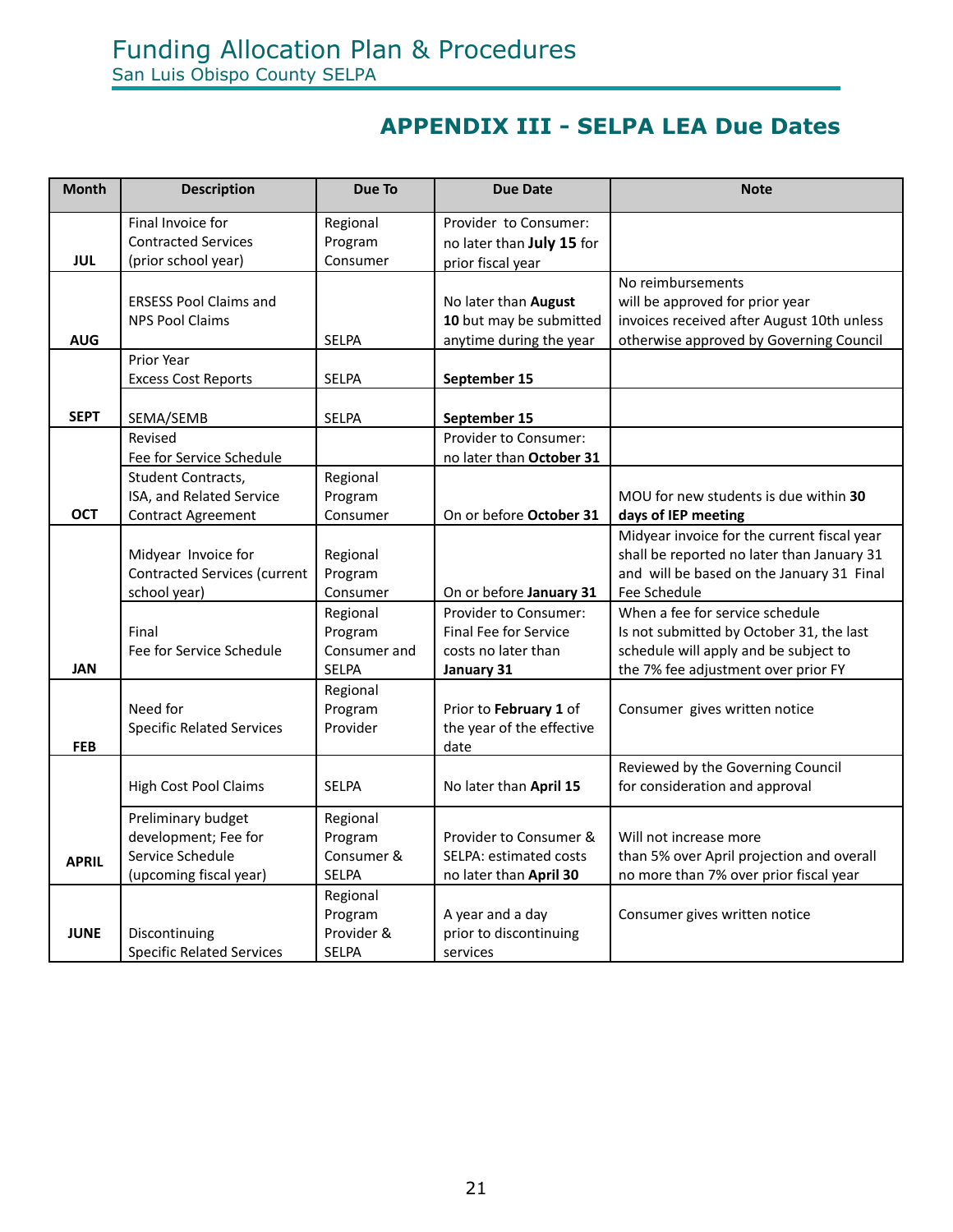# APPENDIX III - SELPA LEA Due Dates

| Month | Description | Due To | Due Date | Note |
|---|---|---|---|---|
| JUL | Final Invoice for Contracted Services (prior school year) | Regional Program Consumer | Provider to Consumer: no later than **July 15** for prior fiscal year | |
| AUG | ERSESS Pool Claims and NPS Pool Claims | SELPA | No later than **August 10** but may be submitted anytime during the year | No reimbursements will be approved for prior year invoices received after August 10th unless otherwise approved by Governing Council |
| SEPT | Prior Year Excess Cost Reports | SELPA | **September 15** | |
| | SEMA/SEMB | SELPA | **September 15** | |
| OCT | Revised Fee for Service Schedule | | Provider to Consumer: no later than **October 31** | |
| | Student Contracts, ISA, and Related Service Contract Agreement | Regional Program Consumer | On or before **October 31** | MOU for new students is due within **30 days of IEP meeting** |
| JAN | Midyear Invoice for Contracted Services (current school year) | Regional Program Consumer | On or before **January 31** | Midyear invoice for the current fiscal year shall be reported no later than January 31 and will be based on the January 31 Final Fee Schedule |
| | Final Fee for Service Schedule | Regional Program Consumer and SELPA | Provider to Consumer: Final Fee for Service costs no later than **January 31** | When a fee for service schedule Is not submitted by October 31, the last schedule will apply and be subject to the 7% fee adjustment over prior FY |
| FEB | Need for Specific Related Services | Regional Program Provider | Prior to **February 1** of the year of the effective date | Consumer gives written notice |
| APRIL | High Cost Pool Claims | SELPA | No later than **April 15** | Reviewed by the Governing Council for consideration and approval |
| | Preliminary budget development; Fee for Service Schedule (upcoming fiscal year) | Regional Program Consumer & SELPA | Provider to Consumer & SELPA: estimated costs no later than **April 30** | Will not increase more than 5% over April projection and overall no more than 7% over prior fiscal year |
| JUNE | Discontinuing Specific Related Services | Regional Program Provider & SELPA | A year and a day prior to discontinuing services | Consumer gives written notice |